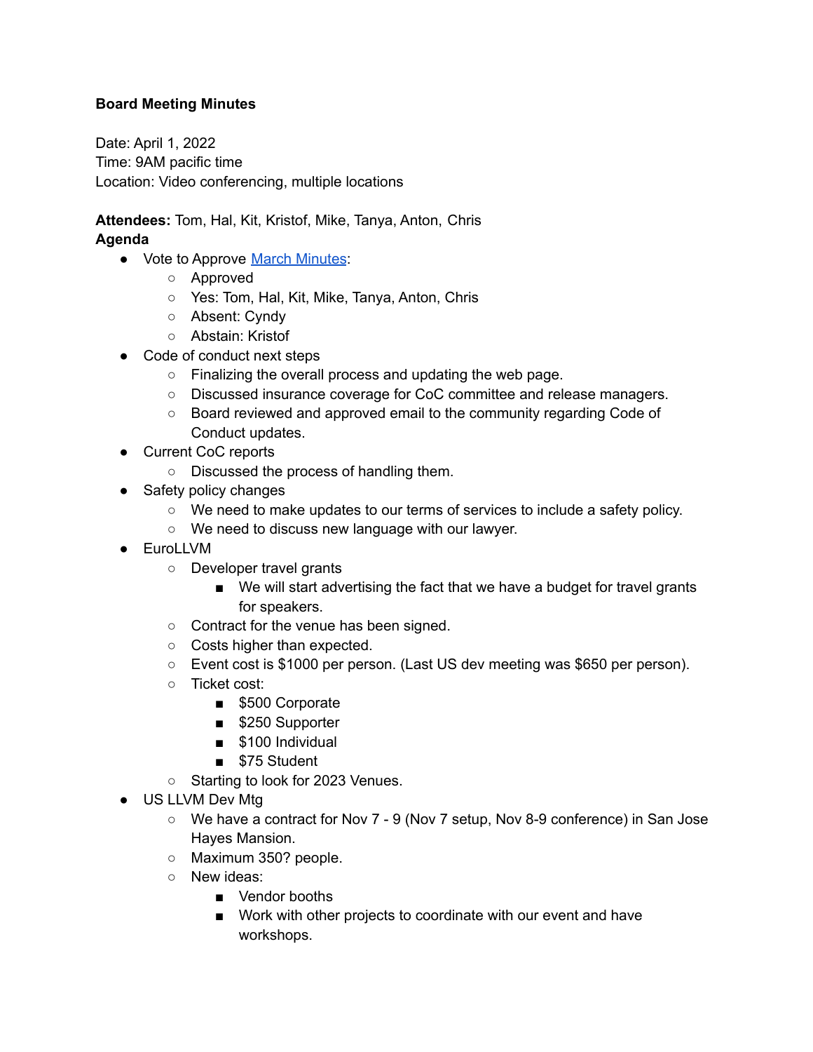**Board Meeting Minutes**

Date: April 1, 2022
Time: 9AM pacific time
Location: Video conferencing, multiple locations

**Attendees:** Tom, Hal, Kit, Kristof, Mike, Tanya, Anton, Chris

**Agenda**

- Vote to Approve [March Minutes](March Minutes):
  - Approved
  - Yes: Tom, Hal, Kit, Mike, Tanya, Anton, Chris
  - Absent: Cyndy
  - Abstain: Kristof
- Code of conduct next steps
  - Finalizing the overall process and updating the web page.
  - Discussed insurance coverage for CoC committee and release managers.
  - Board reviewed and approved email to the community regarding Code of Conduct updates.
- Current CoC reports
  - Discussed the process of handling them.
- Safety policy changes
  - We need to make updates to our terms of services to include a safety policy.
  - We need to discuss new language with our lawyer.
- EuroLLVM
  - Developer travel grants
    - We will start advertising the fact that we have a budget for travel grants for speakers.
  - Contract for the venue has been signed.
  - Costs higher than expected.
  - Event cost is $1000 per person. (Last US dev meeting was $650 per person).
  - Ticket cost:
    - $500 Corporate
    - $250 Supporter
    - $100 Individual
    - $75 Student
  - Starting to look for 2023 Venues.
- US LLVM Dev Mtg
  - We have a contract for Nov 7 - 9 (Nov 7 setup, Nov 8-9 conference) in San Jose Hayes Mansion.
  - Maximum 350? people.
  - New ideas:
    - Vendor booths
    - Work with other projects to coordinate with our event and have workshops.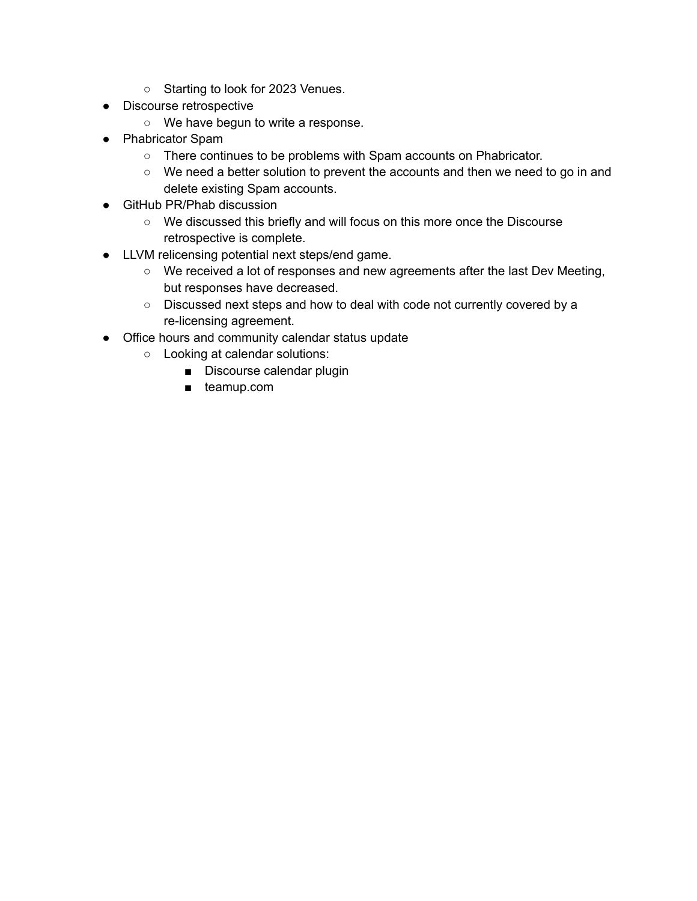- Starting to look for 2023 Venues.
- Discourse retrospective
    - We have begun to write a response.
- Phabricator Spam
    - There continues to be problems with Spam accounts on Phabricator.
    - We need a better solution to prevent the accounts and then we need to go in and delete existing Spam accounts.
- GitHub PR/Phab discussion
    - We discussed this briefly and will focus on this more once the Discourse retrospective is complete.
- LLVM relicensing potential next steps/end game.
    - We received a lot of responses and new agreements after the last Dev Meeting, but responses have decreased.
    - Discussed next steps and how to deal with code not currently covered by a re-licensing agreement.
- Office hours and community calendar status update
    - Looking at calendar solutions:
        - Discourse calendar plugin
        - teamup.com